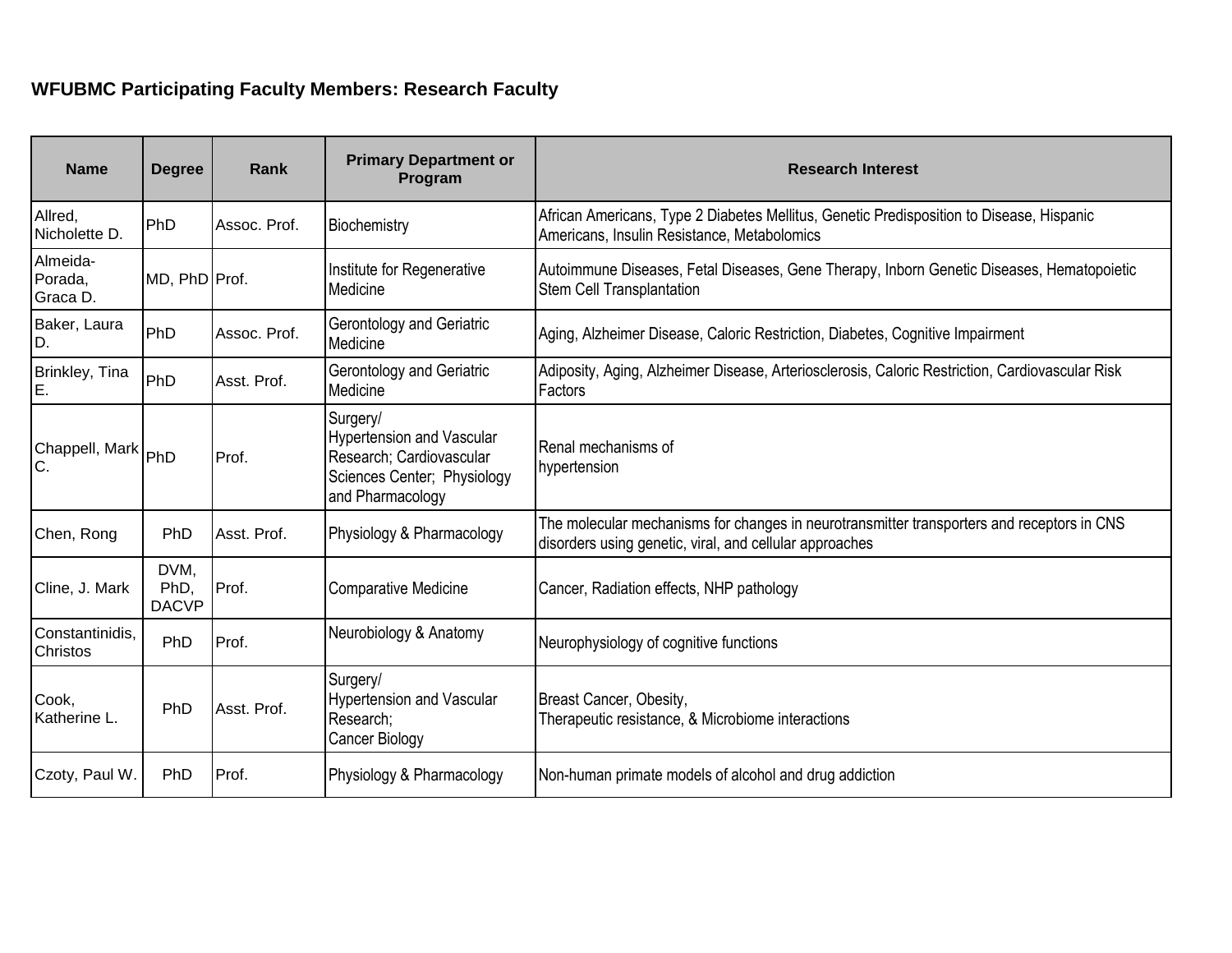## WFUBMC Participating Faculty Members: Research Faculty

| Name | Degree | Rank | Primary Department or Program | Research Interest |
| --- | --- | --- | --- | --- |
| Allred, Nicholette D. | PhD | Assoc. Prof. | Biochemistry | African Americans, Type 2 Diabetes Mellitus, Genetic Predisposition to Disease, Hispanic Americans, Insulin Resistance, Metabolomics |
| Almeida-Porada, Graca D. | MD, PhD | Prof. | Institute for Regenerative Medicine | Autoimmune Diseases, Fetal Diseases, Gene Therapy, Inborn Genetic Diseases, Hematopoietic Stem Cell Transplantation |
| Baker, Laura D. | PhD | Assoc. Prof. | Gerontology and Geriatric Medicine | Aging, Alzheimer Disease, Caloric Restriction, Diabetes, Cognitive Impairment |
| Brinkley, Tina E. | PhD | Asst. Prof. | Gerontology and Geriatric Medicine | Adiposity, Aging, Alzheimer Disease, Arteriosclerosis, Caloric Restriction, Cardiovascular Risk Factors |
| Chappell, Mark C. | PhD | Prof. | Surgery/ Hypertension and Vascular Research; Cardiovascular Sciences Center; Physiology and Pharmacology | Renal mechanisms of hypertension |
| Chen, Rong | PhD | Asst. Prof. | Physiology & Pharmacology | The molecular mechanisms for changes in neurotransmitter transporters and receptors in CNS disorders using genetic, viral, and cellular approaches |
| Cline, J. Mark | DVM, PhD, DACVP | Prof. | Comparative Medicine | Cancer, Radiation effects, NHP pathology |
| Constantinidis, Christos | PhD | Prof. | Neurobiology & Anatomy | Neurophysiology of cognitive functions |
| Cook, Katherine L. | PhD | Asst. Prof. | Surgery/ Hypertension and Vascular Research; Cancer Biology | Breast Cancer, Obesity, Therapeutic resistance, & Microbiome interactions |
| Czoty, Paul W. | PhD | Prof. | Physiology & Pharmacology | Non-human primate models of alcohol and drug addiction |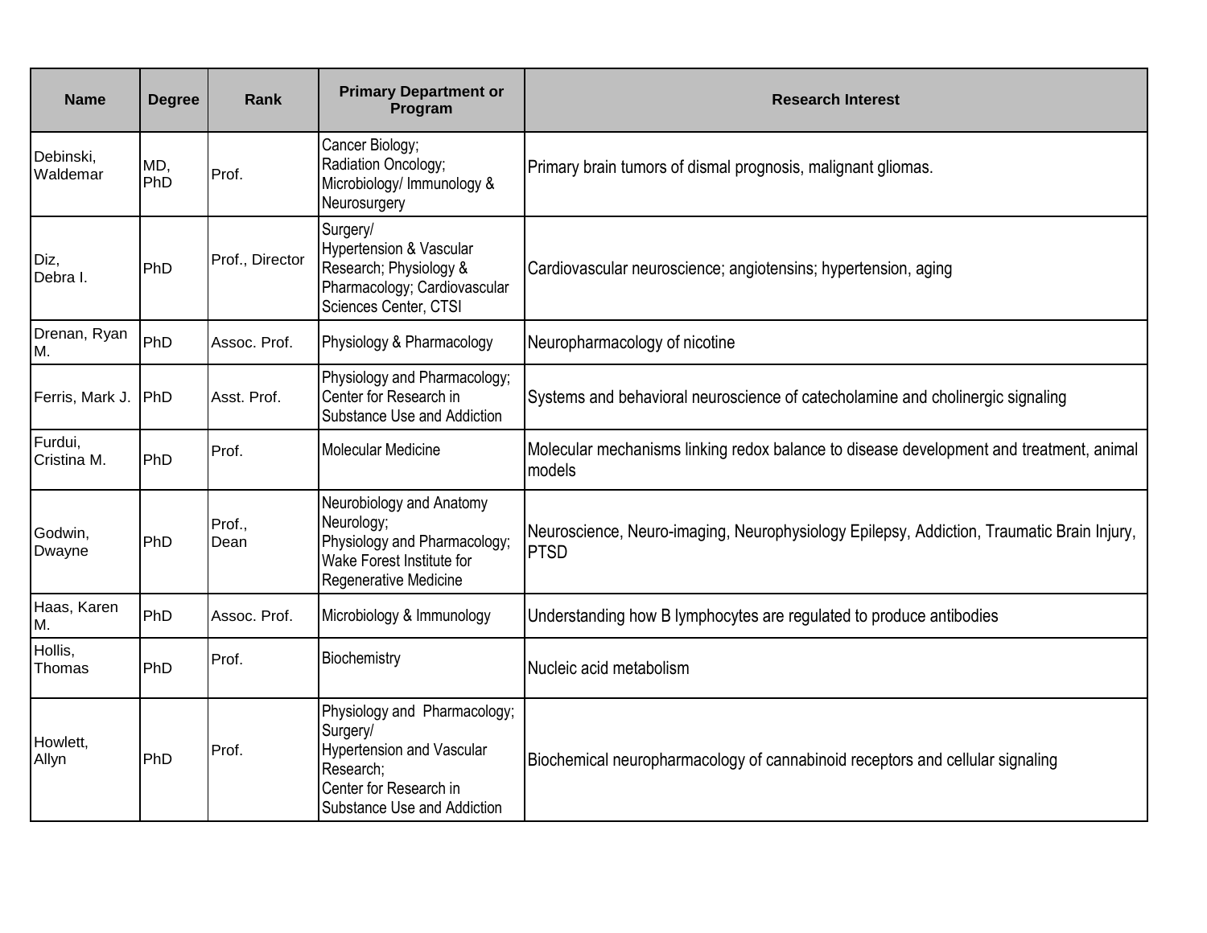| Name | Degree | Rank | Primary Department or Program | Research Interest |
| --- | --- | --- | --- | --- |
| Debinski, Waldemar | MD, PhD | Prof. | Cancer Biology; Radiation Oncology; Microbiology/ Immunology & Neurosurgery | Primary brain tumors of dismal prognosis, malignant gliomas. |
| Diz, Debra I. | PhD | Prof., Director | Surgery/ Hypertension & Vascular Research; Physiology & Pharmacology; Cardiovascular Sciences Center, CTSI | Cardiovascular neuroscience; angiotensins; hypertension, aging |
| Drenan, Ryan M. | PhD | Assoc. Prof. | Physiology & Pharmacology | Neuropharmacology of nicotine |
| Ferris, Mark J. | PhD | Asst. Prof. | Physiology and Pharmacology; Center for Research in Substance Use and Addiction | Systems and behavioral neuroscience of catecholamine and cholinergic signaling |
| Furdui, Cristina M. | PhD | Prof. | Molecular Medicine | Molecular mechanisms linking redox balance to disease development and treatment, animal models |
| Godwin, Dwayne | PhD | Prof., Dean | Neurobiology and Anatomy Neurology; Physiology and Pharmacology; Wake Forest Institute for Regenerative Medicine | Neuroscience, Neuro-imaging, Neurophysiology Epilepsy, Addiction, Traumatic Brain Injury, PTSD |
| Haas, Karen M. | PhD | Assoc. Prof. | Microbiology & Immunology | Understanding how B lymphocytes are regulated to produce antibodies |
| Hollis, Thomas | PhD | Prof. | Biochemistry | Nucleic acid metabolism |
| Howlett, Allyn | PhD | Prof. | Physiology and Pharmacology; Surgery/ Hypertension and Vascular Research; Center for Research in Substance Use and Addiction | Biochemical neuropharmacology of cannabinoid receptors and cellular signaling |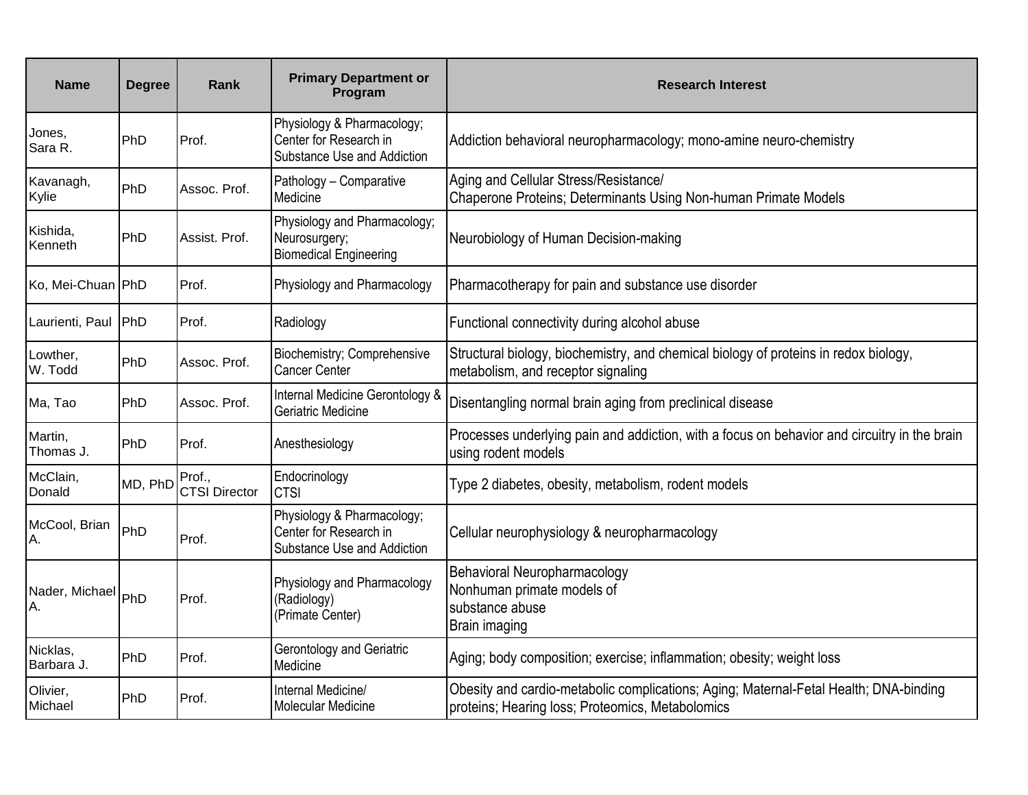| Name | Degree | Rank | Primary Department or Program | Research Interest |
| --- | --- | --- | --- | --- |
| Jones, Sara R. | PhD | Prof. | Physiology & Pharmacology; Center for Research in Substance Use and Addiction | Addiction behavioral neuropharmacology; mono-amine neuro-chemistry |
| Kavanagh, Kylie | PhD | Assoc. Prof. | Pathology – Comparative Medicine | Aging and Cellular Stress/Resistance/ Chaperone Proteins; Determinants Using Non-human Primate Models |
| Kishida, Kenneth | PhD | Assist. Prof. | Physiology and Pharmacology; Neurosurgery; Biomedical Engineering | Neurobiology of Human Decision-making |
| Ko, Mei-Chuan | PhD | Prof. | Physiology and Pharmacology | Pharmacotherapy for pain and substance use disorder |
| Laurienti, Paul | PhD | Prof. | Radiology | Functional connectivity during alcohol abuse |
| Lowther, W. Todd | PhD | Assoc. Prof. | Biochemistry; Comprehensive Cancer Center | Structural biology, biochemistry, and chemical biology of proteins in redox biology, metabolism, and receptor signaling |
| Ma, Tao | PhD | Assoc. Prof. | Internal Medicine Gerontology & Geriatric Medicine | Disentangling normal brain aging from preclinical disease |
| Martin, Thomas J. | PhD | Prof. | Anesthesiology | Processes underlying pain and addiction, with a focus on behavior and circuitry in the brain using rodent models |
| McClain, Donald | MD, PhD | Prof., CTSI Director | Endocrinology CTSI | Type 2 diabetes, obesity, metabolism, rodent models |
| McCool, Brian A. | PhD | Prof. | Physiology & Pharmacology; Center for Research in Substance Use and Addiction | Cellular neurophysiology & neuropharmacology |
| Nader, Michael A. | PhD | Prof. | Physiology and Pharmacology (Radiology) (Primate Center) | Behavioral Neuropharmacology Nonhuman primate models of substance abuse Brain imaging |
| Nicklas, Barbara J. | PhD | Prof. | Gerontology and Geriatric Medicine | Aging; body composition; exercise; inflammation; obesity; weight loss |
| Olivier, Michael | PhD | Prof. | Internal Medicine/ Molecular Medicine | Obesity and cardio-metabolic complications; Aging; Maternal-Fetal Health; DNA-binding proteins; Hearing loss; Proteomics, Metabolomics |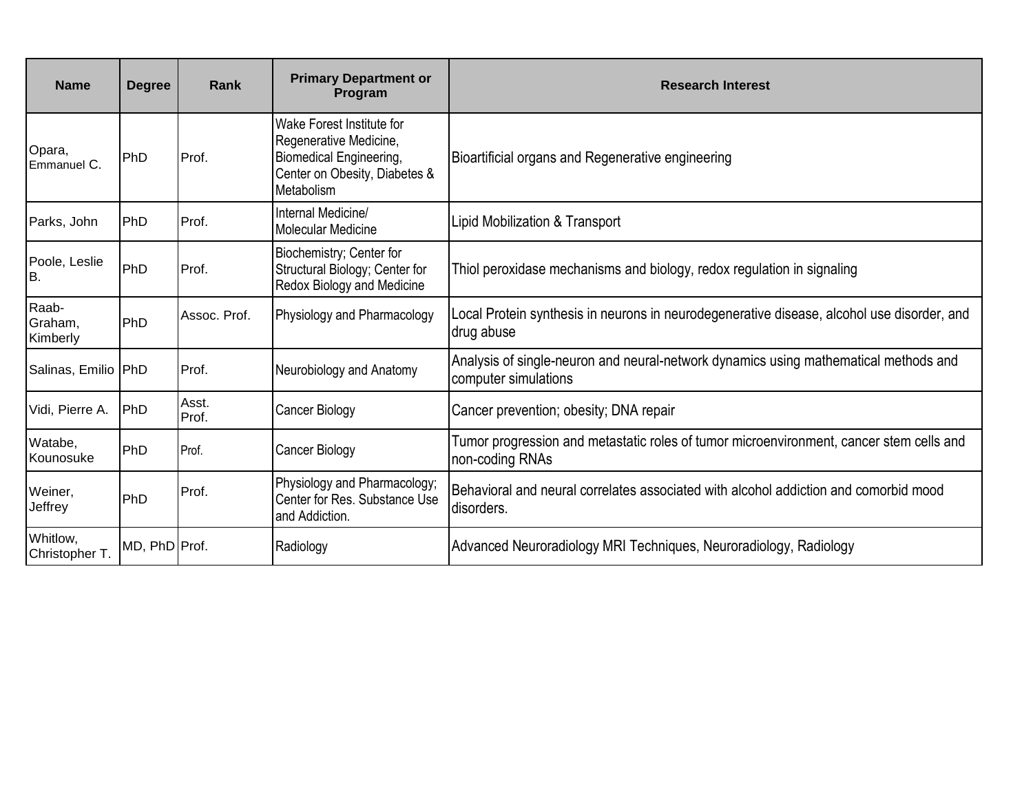| Name | Degree | Rank | Primary Department or Program | Research Interest |
| --- | --- | --- | --- | --- |
| Opara, Emmanuel C. | PhD | Prof. | Wake Forest Institute for Regenerative Medicine, Biomedical Engineering, Center on Obesity, Diabetes & Metabolism | Bioartificial organs and Regenerative engineering |
| Parks, John | PhD | Prof. | Internal Medicine/ Molecular Medicine | Lipid Mobilization & Transport |
| Poole, Leslie B. | PhD | Prof. | Biochemistry; Center for Structural Biology; Center for Redox Biology and Medicine | Thiol peroxidase mechanisms and biology, redox regulation in signaling |
| Raab-Graham, Kimberly | PhD | Assoc. Prof. | Physiology and Pharmacology | Local Protein synthesis in neurons in neurodegenerative disease, alcohol use disorder, and drug abuse |
| Salinas, Emilio | PhD | Prof. | Neurobiology and Anatomy | Analysis of single-neuron and neural-network dynamics using mathematical methods and computer simulations |
| Vidi, Pierre A. | PhD | Asst. Prof. | Cancer Biology | Cancer prevention; obesity; DNA repair |
| Watabe, Kounosuke | PhD | Prof. | Cancer Biology | Tumor progression and metastatic roles of tumor microenvironment, cancer stem cells and non-coding RNAs |
| Weiner, Jeffrey | PhD | Prof. | Physiology and Pharmacology; Center for Res. Substance Use and Addiction. | Behavioral and neural correlates associated with alcohol addiction and comorbid mood disorders. |
| Whitlow, Christopher T. | MD, PhD | Prof. | Radiology | Advanced Neuroradiology MRI Techniques, Neuroradiology, Radiology |